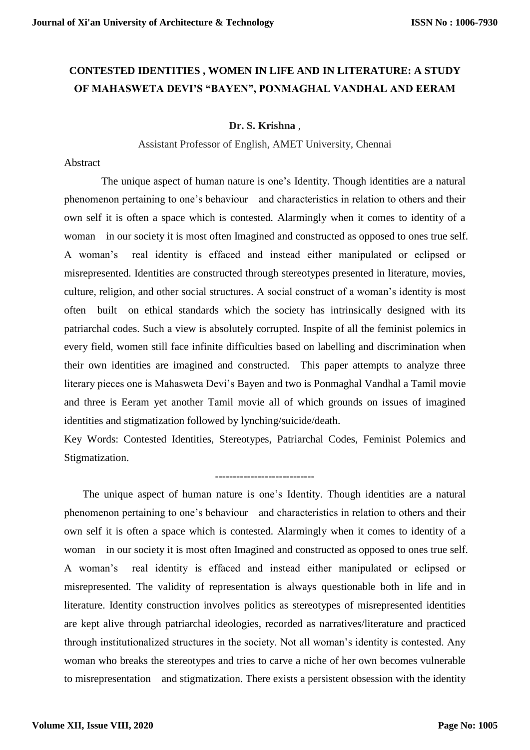# CONTESTED IDENTITIES , WOMEN IN LIFE AND IN LITERATURE: A STUDY OF MAHASWETA DEVI'S "BAYEN", PONMAGHAL VANDHAL AND EERAM

**Dr. S. Krishna** ,

Assistant Professor of English, AMET University, Chennai

Abstract

The unique aspect of human nature is one's Identity. Though identities are a natural phenomenon pertaining to one's behaviour and characteristics in relation to others and their own self it is often a space which is contested. Alarmingly when it comes to identity of a woman in our society it is most often Imagined and constructed as opposed to ones true self. A woman's real identity is effaced and instead either manipulated or eclipsed or misrepresented. Identities are constructed through stereotypes presented in literature, movies, culture, religion, and other social structures. A social construct of a woman's identity is most often built on ethical standards which the society has intrinsically designed with its patriarchal codes. Such a view is absolutely corrupted. Inspite of all the feminist polemics in every field, women still face infinite difficulties based on labelling and discrimination when their own identities are imagined and constructed. This paper attempts to analyze three literary pieces one is Mahasweta Devi's Bayen and two is Ponmaghal Vandhal a Tamil movie and three is Eeram yet another Tamil movie all of which grounds on issues of imagined identities and stigmatization followed by lynching/suicide/death.

Key Words: Contested Identities, Stereotypes, Patriarchal Codes, Feminist Polemics and Stigmatization.

---------------------------

The unique aspect of human nature is one's Identity. Though identities are a natural phenomenon pertaining to one's behaviour and characteristics in relation to others and their own self it is often a space which is contested. Alarmingly when it comes to identity of a woman in our society it is most often Imagined and constructed as opposed to ones true self. A woman's real identity is effaced and instead either manipulated or eclipsed or misrepresented. The validity of representation is always questionable both in life and in literature. Identity construction involves politics as stereotypes of misrepresented identities are kept alive through patriarchal ideologies, recorded as narratives/literature and practiced through institutionalized structures in the society. Not all woman's identity is contested. Any woman who breaks the stereotypes and tries to carve a niche of her own becomes vulnerable to misrepresentation and stigmatization. There exists a persistent obsession with the identity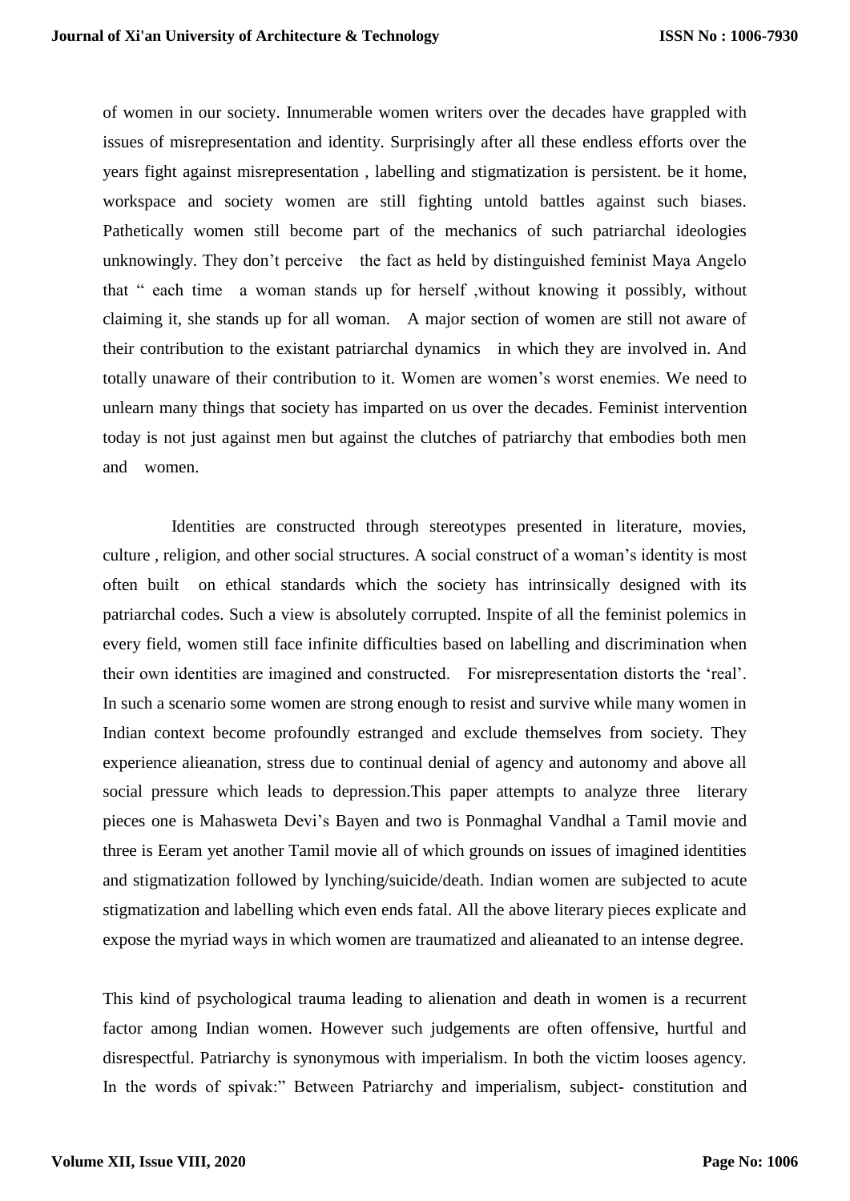of women in our society. Innumerable women writers over the decades have grappled with issues of misrepresentation and identity. Surprisingly after all these endless efforts over the years fight against misrepresentation , labelling and stigmatization is persistent. be it home, workspace and society women are still fighting untold battles against such biases. Pathetically women still become part of the mechanics of such patriarchal ideologies unknowingly. They don't perceive the fact as held by distinguished feminist Maya Angelo that " each time a woman stands up for herself ,without knowing it possibly, without claiming it, she stands up for all woman. A major section of women are still not aware of their contribution to the existant patriarchal dynamics in which they are involved in. And totally unaware of their contribution to it. Women are women's worst enemies. We need to unlearn many things that society has imparted on us over the decades. Feminist intervention today is not just against men but against the clutches of patriarchy that embodies both men and women.

Identities are constructed through stereotypes presented in literature, movies, culture , religion, and other social structures. A social construct of a woman's identity is most often built on ethical standards which the society has intrinsically designed with its patriarchal codes. Such a view is absolutely corrupted. Inspite of all the feminist polemics in every field, women still face infinite difficulties based on labelling and discrimination when their own identities are imagined and constructed. For misrepresentation distorts the 'real'. In such a scenario some women are strong enough to resist and survive while many women in Indian context become profoundly estranged and exclude themselves from society. They experience alieanation, stress due to continual denial of agency and autonomy and above all social pressure which leads to depression.This paper attempts to analyze three literary pieces one is Mahasweta Devi's Bayen and two is Ponmaghal Vandhal a Tamil movie and three is Eeram yet another Tamil movie all of which grounds on issues of imagined identities and stigmatization followed by lynching/suicide/death. Indian women are subjected to acute stigmatization and labelling which even ends fatal. All the above literary pieces explicate and expose the myriad ways in which women are traumatized and alieanated to an intense degree.

This kind of psychological trauma leading to alienation and death in women is a recurrent factor among Indian women. However such judgements are often offensive, hurtful and disrespectful. Patriarchy is synonymous with imperialism. In both the victim looses agency. In the words of spivak:" Between Patriarchy and imperialism, subject- constitution and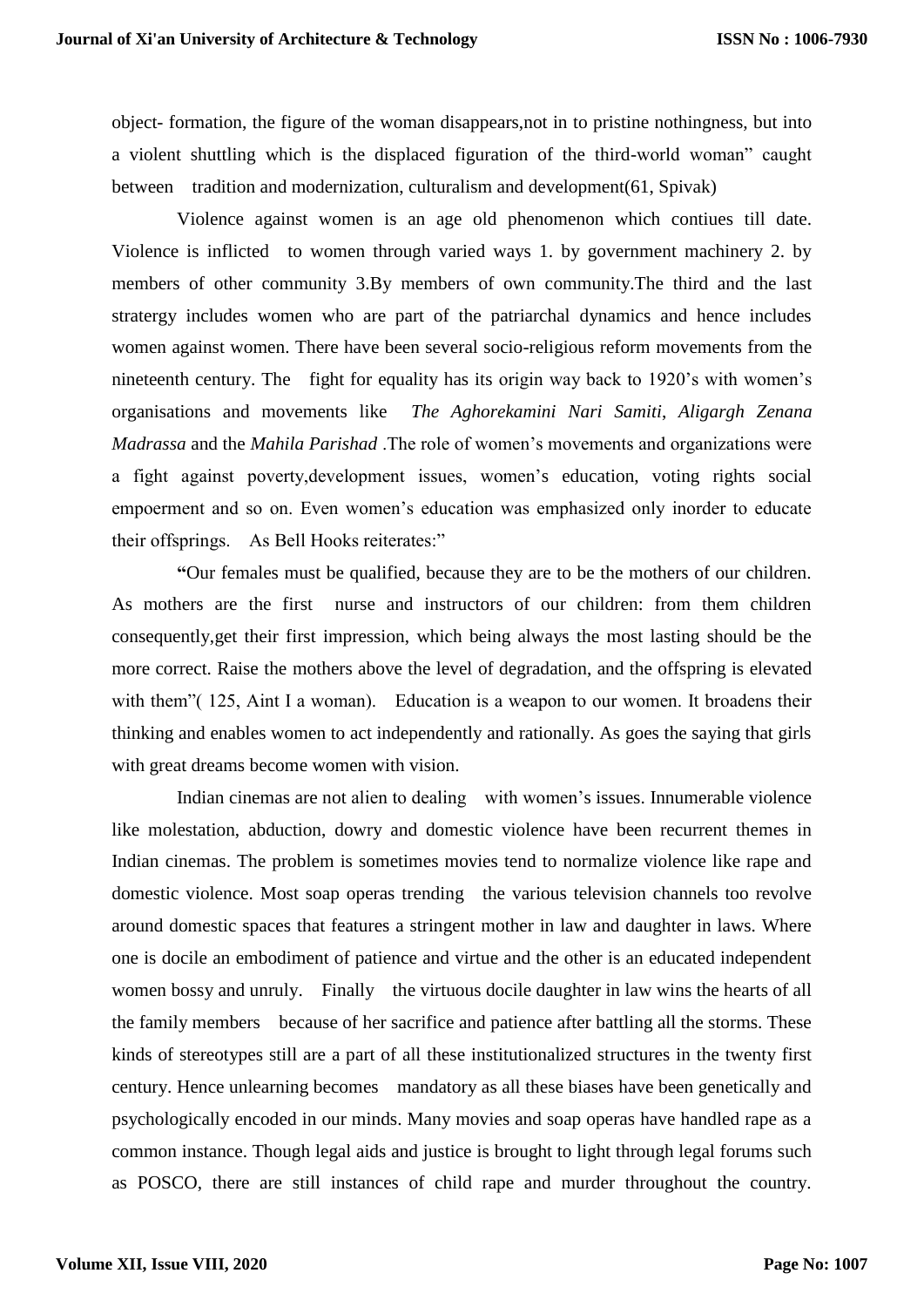object- formation, the figure of the woman disappears,not in to pristine nothingness, but into a violent shuttling which is the displaced figuration of the third-world woman" caught between tradition and modernization, culturalism and development(61, Spivak)

Violence against women is an age old phenomenon which contiues till date. Violence is inflicted to women through varied ways 1. by government machinery 2. by members of other community 3.By members of own community.The third and the last stratergy includes women who are part of the patriarchal dynamics and hence includes women against women. There have been several socio-religious reform movements from the nineteenth century. The fight for equality has its origin way back to 1920's with women's organisations and movements like *The Aghorekamini Nari Samiti*, *Aligargh Zenana Madrassa* and the *Mahila Parishad* .The role of women's movements and organizations were a fight against poverty,development issues, women's education, voting rights social empoerment and so on. Even women's education was emphasized only inorder to educate their offsprings. As Bell Hooks reiterates:"

"Our females must be qualified, because they are to be the mothers of our children. As mothers are the first nurse and instructors of our children: from them children consequently,get their first impression, which being always the most lasting should be the more correct. Raise the mothers above the level of degradation, and the offspring is elevated with them"( 125, Aint I a woman). Education is a weapon to our women. It broadens their thinking and enables women to act independently and rationally. As goes the saying that girls with great dreams become women with vision.

Indian cinemas are not alien to dealing with women's issues. Innumerable violence like molestation, abduction, dowry and domestic violence have been recurrent themes in Indian cinemas. The problem is sometimes movies tend to normalize violence like rape and domestic violence. Most soap operas trending the various television channels too revolve around domestic spaces that features a stringent mother in law and daughter in laws. Where one is docile an embodiment of patience and virtue and the other is an educated independent women bossy and unruly. Finally the virtuous docile daughter in law wins the hearts of all the family members because of her sacrifice and patience after battling all the storms. These kinds of stereotypes still are a part of all these institutionalized structures in the twenty first century. Hence unlearning becomes mandatory as all these biases have been genetically and psychologically encoded in our minds. Many movies and soap operas have handled rape as a common instance. Though legal aids and justice is brought to light through legal forums such as POSCO, there are still instances of child rape and murder throughout the country.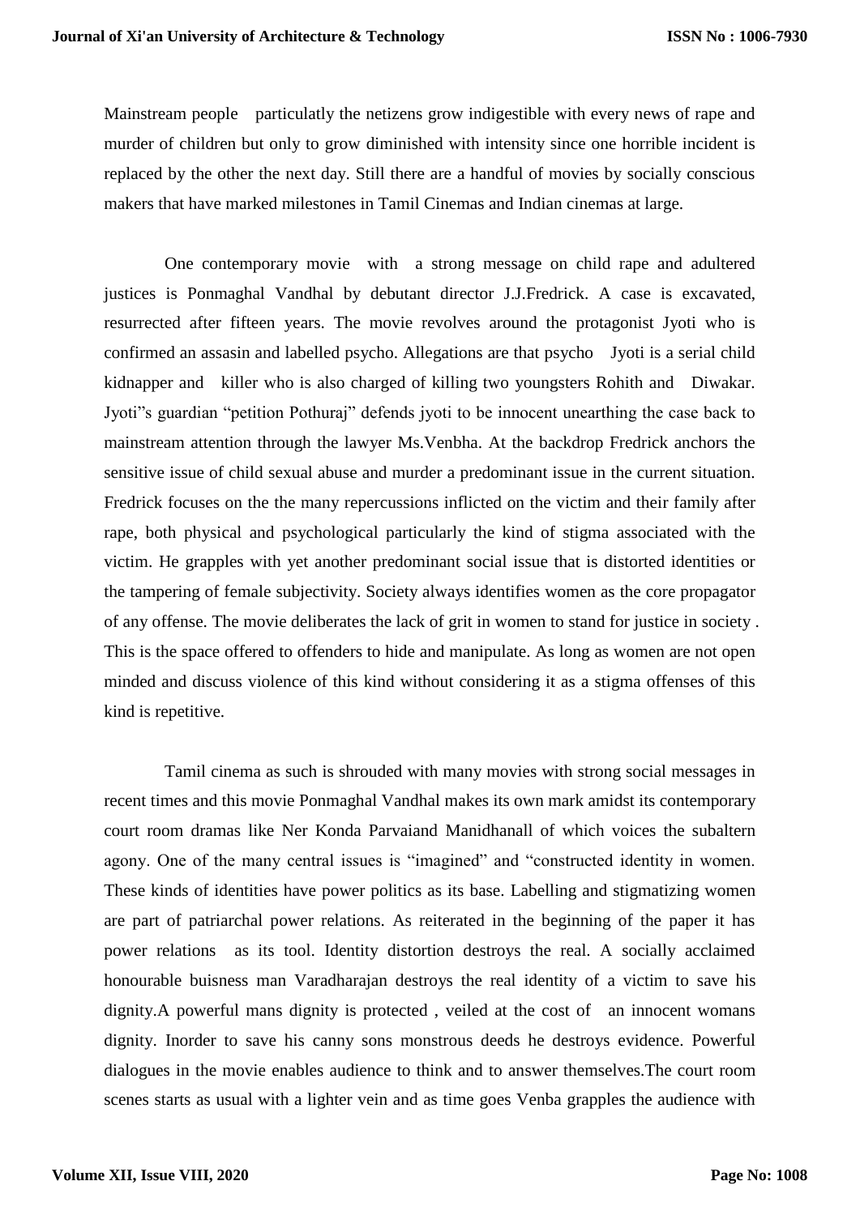Mainstream people particulatly the netizens grow indigestible with every news of rape and murder of children but only to grow diminished with intensity since one horrible incident is replaced by the other the next day. Still there are a handful of movies by socially conscious makers that have marked milestones in Tamil Cinemas and Indian cinemas at large.

One contemporary movie with a strong message on child rape and adultered justices is Ponmaghal Vandhal by debutant director J.J.Fredrick. A case is excavated, resurrected after fifteen years. The movie revolves around the protagonist Jyoti who is confirmed an assasin and labelled psycho. Allegations are that psycho Jyoti is a serial child kidnapper and killer who is also charged of killing two youngsters Rohith and Diwakar. Jyoti"s guardian "petition Pothuraj" defends jyoti to be innocent unearthing the case back to mainstream attention through the lawyer Ms.Venbha. At the backdrop Fredrick anchors the sensitive issue of child sexual abuse and murder a predominant issue in the current situation. Fredrick focuses on the the many repercussions inflicted on the victim and their family after rape, both physical and psychological particularly the kind of stigma associated with the victim. He grapples with yet another predominant social issue that is distorted identities or the tampering of female subjectivity. Society always identifies women as the core propagator of any offense. The movie deliberates the lack of grit in women to stand for justice in society . This is the space offered to offenders to hide and manipulate. As long as women are not open minded and discuss violence of this kind without considering it as a stigma offenses of this kind is repetitive.

Tamil cinema as such is shrouded with many movies with strong social messages in recent times and this movie Ponmaghal Vandhal makes its own mark amidst its contemporary court room dramas like Ner Konda Parvaiand Manidhanall of which voices the subaltern agony. One of the many central issues is "imagined" and "constructed identity in women. These kinds of identities have power politics as its base. Labelling and stigmatizing women are part of patriarchal power relations. As reiterated in the beginning of the paper it has power relations as its tool. Identity distortion destroys the real. A socially acclaimed honourable buisness man Varadharajan destroys the real identity of a victim to save his dignity.A powerful mans dignity is protected , veiled at the cost of an innocent womans dignity. Inorder to save his canny sons monstrous deeds he destroys evidence. Powerful dialogues in the movie enables audience to think and to answer themselves.The court room scenes starts as usual with a lighter vein and as time goes Venba grapples the audience with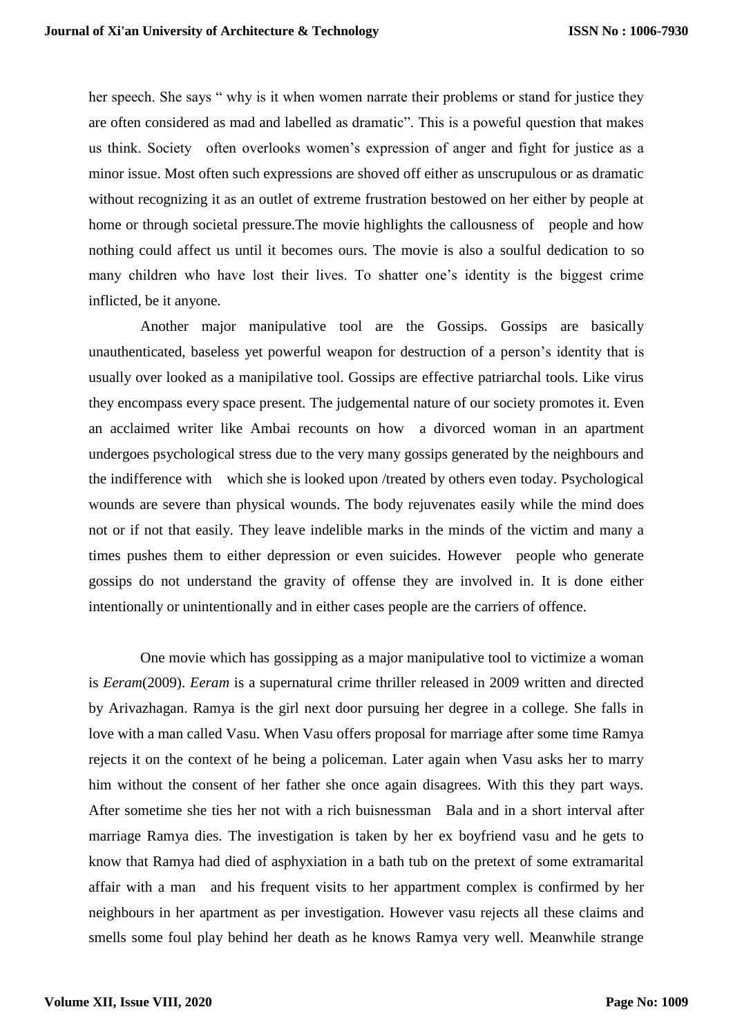her speech. She says " why is it when women narrate their problems or stand for justice they are often considered as mad and labelled as dramatic". This is a poweful question that makes us think. Society often overlooks women's expression of anger and fight for justice as a minor issue. Most often such expressions are shoved off either as unscrupulous or as dramatic without recognizing it as an outlet of extreme frustration bestowed on her either by people at home or through societal pressure.The movie highlights the callousness of people and how nothing could affect us until it becomes ours. The movie is also a soulful dedication to so many children who have lost their lives. To shatter one's identity is the biggest crime inflicted, be it anyone.

Another major manipulative tool are the Gossips. Gossips are basically unauthenticated, baseless yet powerful weapon for destruction of a person's identity that is usually over looked as a manipilative tool. Gossips are effective patriarchal tools. Like virus they encompass every space present. The judgemental nature of our society promotes it. Even an acclaimed writer like Ambai recounts on how a divorced woman in an apartment undergoes psychological stress due to the very many gossips generated by the neighbours and the indifference with which she is looked upon /treated by others even today. Psychological wounds are severe than physical wounds. The body rejuvenates easily while the mind does not or if not that easily. They leave indelible marks in the minds of the victim and many a times pushes them to either depression or even suicides. However people who generate gossips do not understand the gravity of offense they are involved in. It is done either intentionally or unintentionally and in either cases people are the carriers of offence.

One movie which has gossipping as a major manipulative tool to victimize a woman is *Eeram*(2009). *Eeram* is a supernatural crime thriller released in 2009 written and directed by Arivazhagan. Ramya is the girl next door pursuing her degree in a college. She falls in love with a man called Vasu. When Vasu offers proposal for marriage after some time Ramya rejects it on the context of he being a policeman. Later again when Vasu asks her to marry him without the consent of her father she once again disagrees. With this they part ways. After sometime she ties her not with a rich buisnessman Bala and in a short interval after marriage Ramya dies. The investigation is taken by her ex boyfriend vasu and he gets to know that Ramya had died of asphyxiation in a bath tub on the pretext of some extramarital affair with a man and his frequent visits to her appartment complex is confirmed by her neighbours in her apartment as per investigation. However vasu rejects all these claims and smells some foul play behind her death as he knows Ramya very well. Meanwhile strange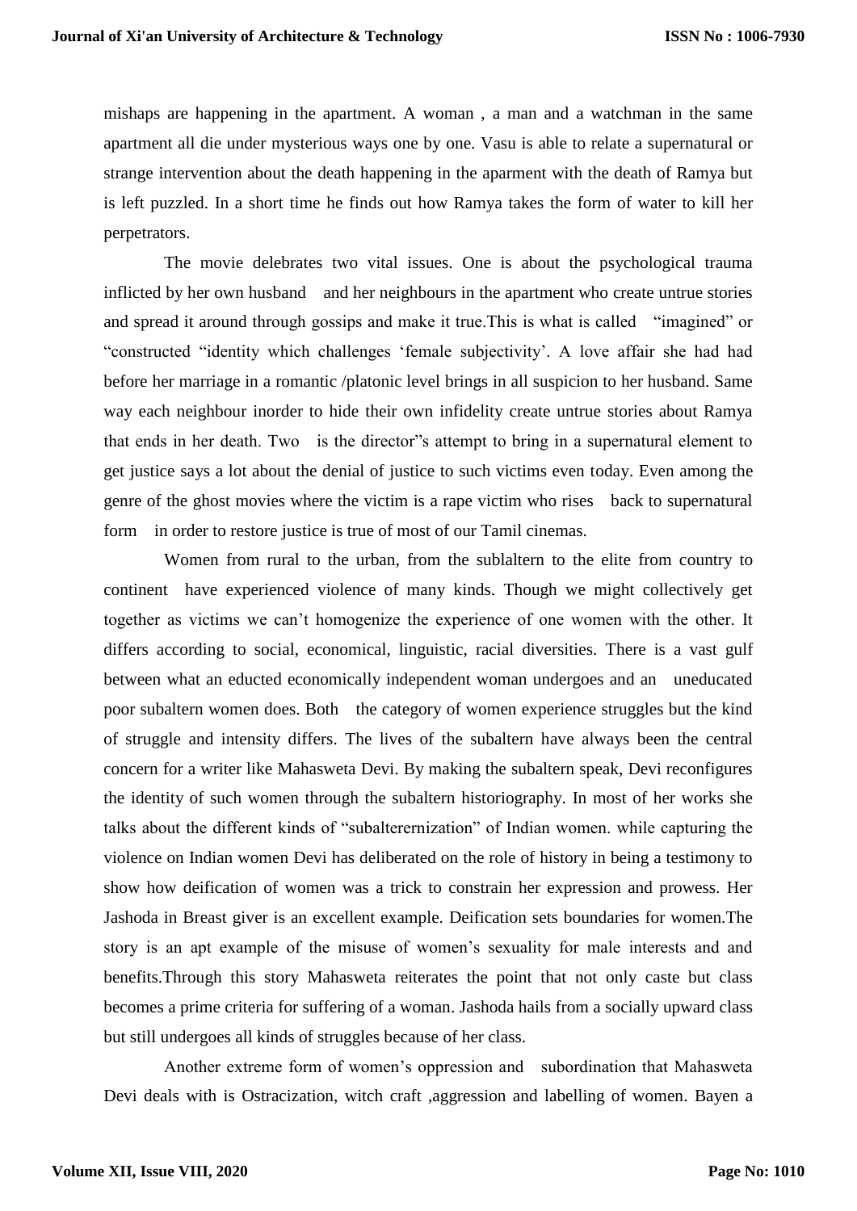mishaps are happening in the apartment. A woman , a man and a watchman in the same apartment all die under mysterious ways one by one. Vasu is able to relate a supernatural or strange intervention about the death happening in the aparment with the death of Ramya but is left puzzled. In a short time he finds out how Ramya takes the form of water to kill her perpetrators.

The movie delebrates two vital issues. One is about the psychological trauma inflicted by her own husband  and her neighbours in the apartment who create untrue stories and spread it around through gossips and make it true.This is what is called  "imagined" or "constructed "identity which challenges 'female subjectivity'. A love affair she had had before her marriage in a romantic /platonic level brings in all suspicion to her husband. Same way each neighbour inorder to hide their own infidelity create untrue stories about Ramya that ends in her death. Two  is the director"s attempt to bring in a supernatural element to get justice says a lot about the denial of justice to such victims even today. Even among the genre of the ghost movies where the victim is a rape victim who rises  back to supernatural form  in order to restore justice is true of most of our Tamil cinemas.

Women from rural to the urban, from the sublaltern to the elite from country to continent  have experienced violence of many kinds. Though we might collectively get together as victims we can't homogenize the experience of one women with the other. It differs according to social, economical, linguistic, racial diversities. There is a vast gulf between what an educted economically independent woman undergoes and an  uneducated poor subaltern women does. Both  the category of women experience struggles but the kind of struggle and intensity differs. The lives of the subaltern have always been the central concern for a writer like Mahasweta Devi. By making the subaltern speak, Devi reconfigures the identity of such women through the subaltern historiography. In most of her works she talks about the different kinds of "subaltererniztion" of Indian women. while capturing the violence on Indian women Devi has deliberated on the role of history in being a testimony to show how deification of women was a trick to constrain her expression and prowess. Her Jashoda in Breast giver is an excellent example. Deification sets boundaries for women.The story is an apt example of the misuse of women's sexuality for male interests and and benefits.Through this story Mahasweta reiterates the point that not only caste but class becomes a prime criteria for suffering of a woman. Jashoda hails from a socially upward class but still undergoes all kinds of struggles because of her class.

Another extreme form of women's oppression and  subordination that Mahasweta Devi deals with is Ostracization, witch craft ,aggression and labelling of women. Bayen a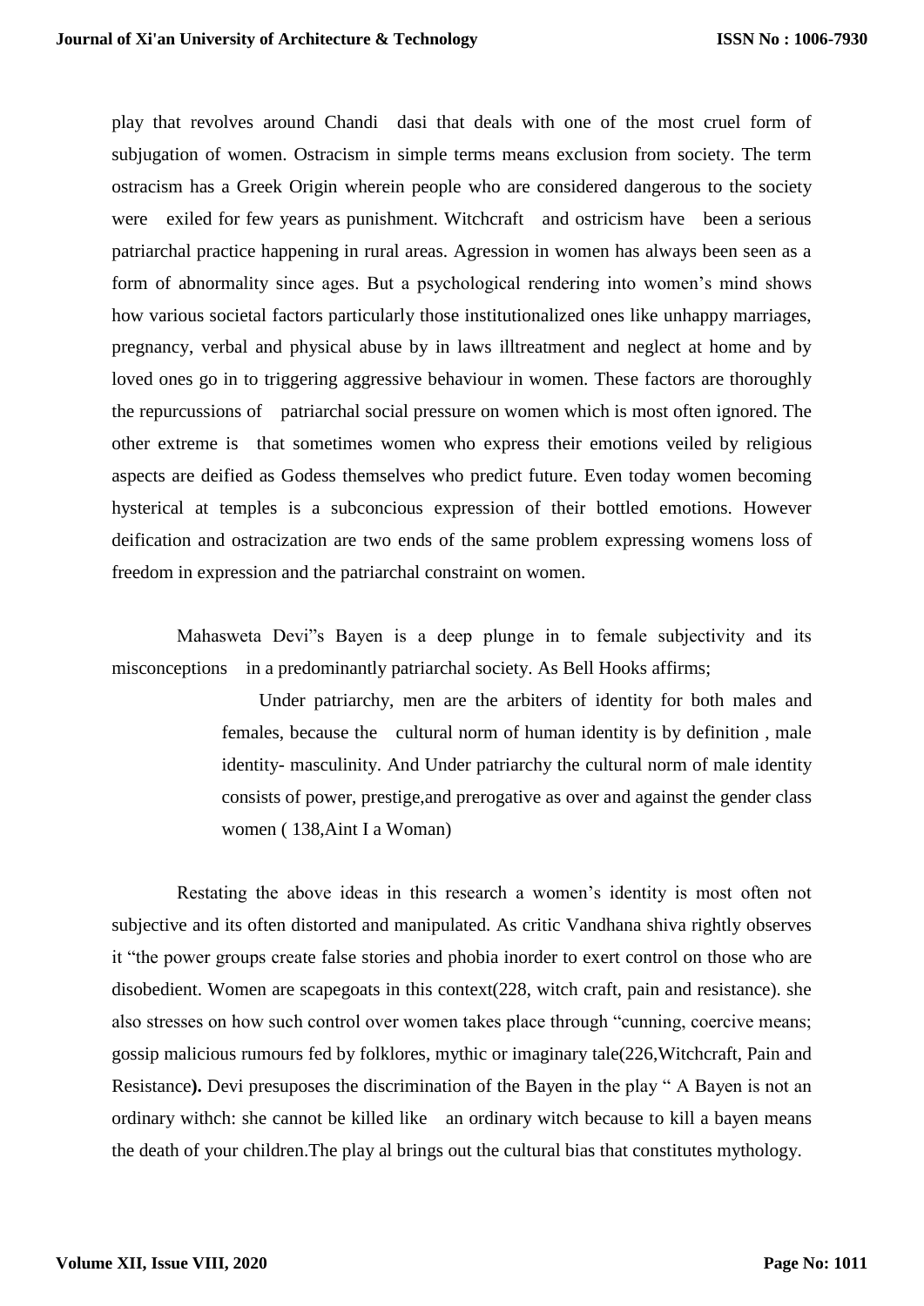play that revolves around Chandi dasi that deals with one of the most cruel form of subjugation of women. Ostracism in simple terms means exclusion from society. The term ostracism has a Greek Origin wherein people who are considered dangerous to the society were exiled for few years as punishment. Witchcraft and ostricism have been a serious patriarchal practice happening in rural areas. Agression in women has always been seen as a form of abnormality since ages. But a psychological rendering into women's mind shows how various societal factors particularly those institutionalized ones like unhappy marriages, pregnancy, verbal and physical abuse by in laws illtreatment and neglect at home and by loved ones go in to triggering aggressive behaviour in women. These factors are thoroughly the repurcussions of patriarchal social pressure on women which is most often ignored. The other extreme is that sometimes women who express their emotions veiled by religious aspects are deified as Godess themselves who predict future. Even today women becoming hysterical at temples is a subconcious expression of their bottled emotions. However deification and ostracization are two ends of the same problem expressing womens loss of freedom in expression and the patriarchal constraint on women.

Mahasweta Devi"s Bayen is a deep plunge in to female subjectivity and its misconceptions in a predominantly patriarchal society. As Bell Hooks affirms;

> Under patriarchy, men are the arbiters of identity for both males and females, because the cultural norm of human identity is by definition , male identity- masculinity. And Under patriarchy the cultural norm of male identity consists of power, prestige,and prerogative as over and against the gender class women ( 138,Aint I a Woman)

Restating the above ideas in this research a women's identity is most often not subjective and its often distorted and manipulated. As critic Vandhana shiva rightly observes it "the power groups create false stories and phobia inorder to exert control on those who are disobedient. Women are scapegoats in this context(228, witch craft, pain and resistance). she also stresses on how such control over women takes place through "cunning, coercive means; gossip malicious rumours fed by folklores, mythic or imaginary tale(226,Witchcraft, Pain and Resistance**).** Devi presuposes the discrimination of the Bayen in the play " A Bayen is not an ordinary withch: she cannot be killed like an ordinary witch because to kill a bayen means the death of your children.The play al brings out the cultural bias that constitutes mythology.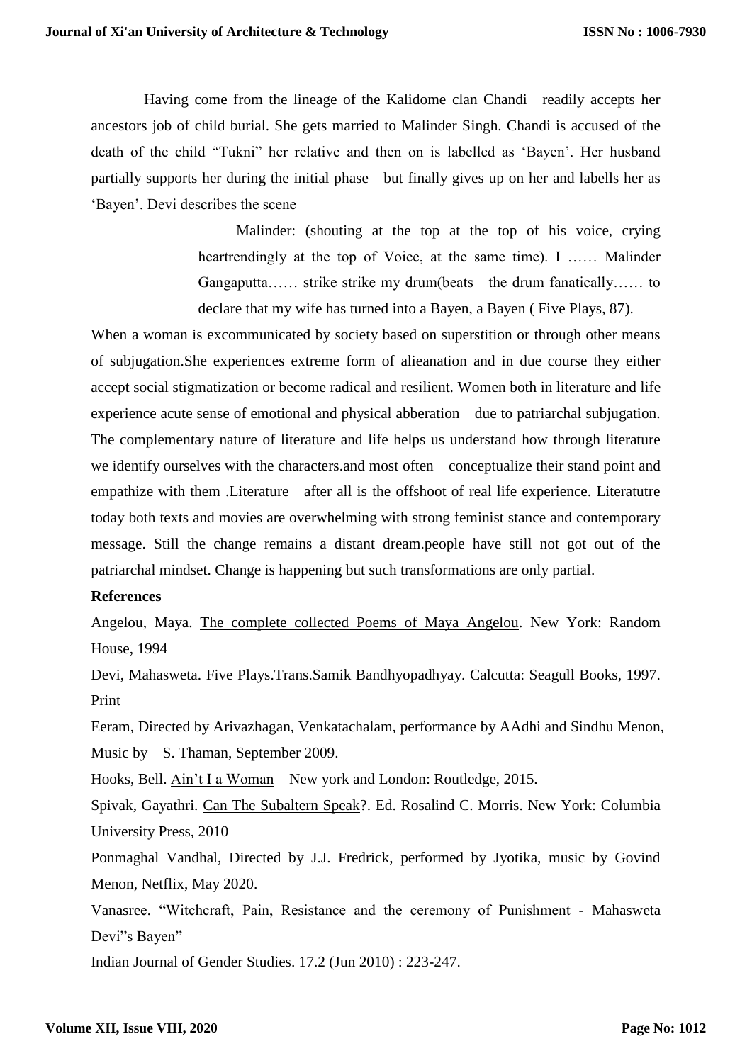Having come from the lineage of the Kalidome clan Chandi readily accepts her ancestors job of child burial. She gets married to Malinder Singh. Chandi is accused of the death of the child "Tukni" her relative and then on is labelled as 'Bayen'. Her husband partially supports her during the initial phase but finally gives up on her and labells her as 'Bayen'. Devi describes the scene

> Malinder: (shouting at the top at the top of his voice, crying heartrendingly at the top of Voice, at the same time). I …… Malinder Gangaputta…… strike strike my drum(beats the drum fanatically…… to declare that my wife has turned into a Bayen, a Bayen ( Five Plays, 87).

When a woman is excommunicated by society based on superstition or through other means of subjugation.She experiences extreme form of alieanation and in due course they either accept social stigmatization or become radical and resilient. Women both in literature and life experience acute sense of emotional and physical abberation due to patriarchal subjugation. The complementary nature of literature and life helps us understand how through literature we identify ourselves with the characters.and most often conceptualize their stand point and empathize with them .Literature after all is the offshoot of real life experience. Literatutre today both texts and movies are overwhelming with strong feminist stance and contemporary message. Still the change remains a distant dream.people have still not got out of the patriarchal mindset. Change is happening but such transformations are only partial.

**References**

Angelou, Maya. The complete collected Poems of Maya Angelou. New York: Random House, 1994

Devi, Mahasweta. Five Plays.Trans.Samik Bandhyopadhyay. Calcutta: Seagull Books, 1997. Print

Eeram, Directed by Arivazhagan, Venkatachalam, performance by AAdhi and Sindhu Menon, Music by S. Thaman, September 2009.

Hooks, Bell. Ain't I a Woman New york and London: Routledge, 2015.

Spivak, Gayathri. Can The Subaltern Speak?. Ed. Rosalind C. Morris. New York: Columbia University Press, 2010

Ponmaghal Vandhal, Directed by J.J. Fredrick, performed by Jyotika, music by Govind Menon, Netflix, May 2020.

Vanasree. "Witchcraft, Pain, Resistance and the ceremony of Punishment - Mahasweta Devi"s Bayen"

Indian Journal of Gender Studies. 17.2 (Jun 2010) : 223-247.